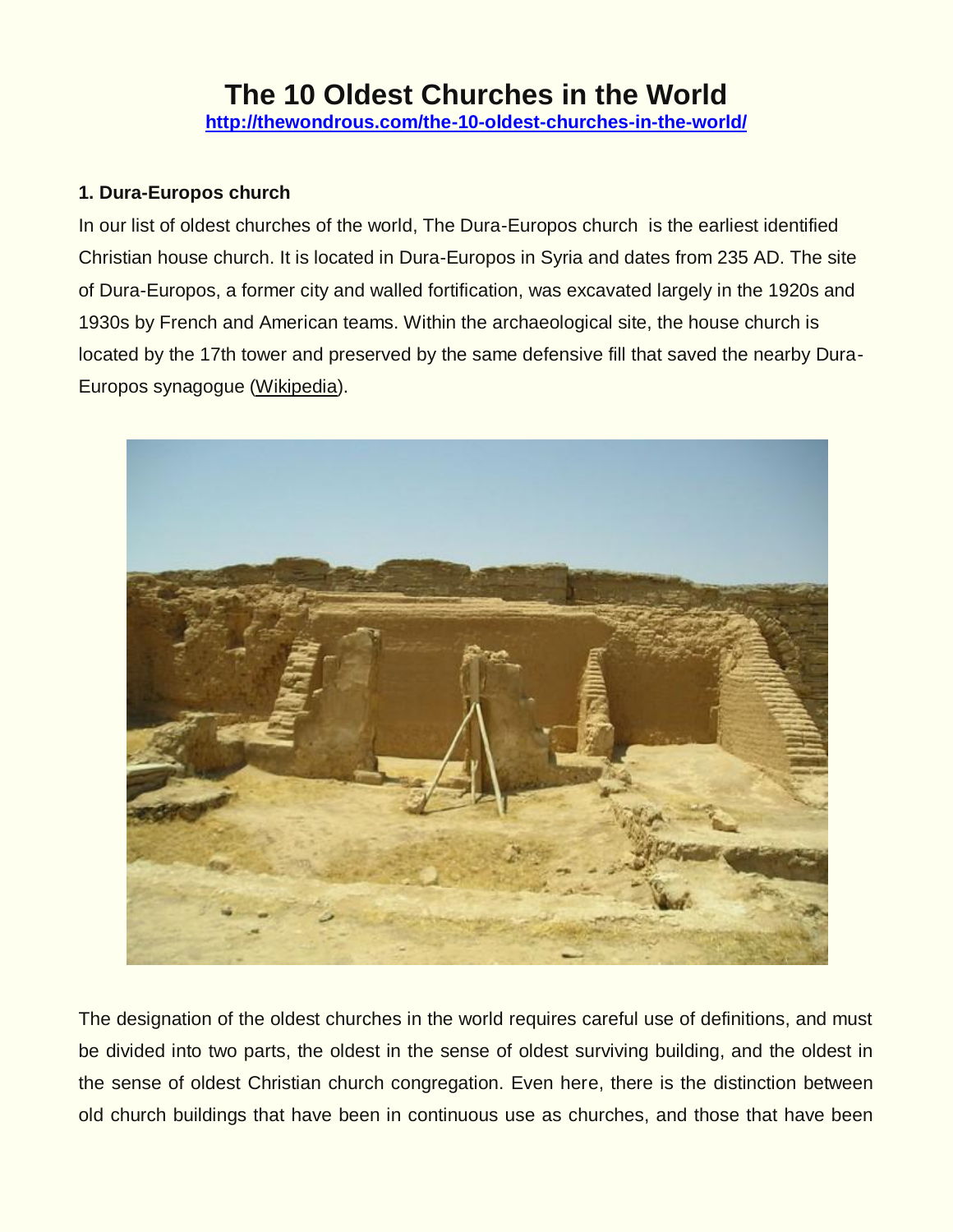# The 10 Oldest Churches in the World

[http://thewondrous.com/the-10-oldest-churches-in-the-world/](http://thewondrous.com/the-10-oldest-churches-in-the-world/)

### 1. Dura-Europos church

In our list of oldest churches of the world, The Dura-Europos church is the earliest identified Christian house church. It is located in Dura-Europos in Syria and dates from 235 AD. The site of Dura-Europos, a former city and walled fortification, was excavated largely in the 1920s and 1930s by French and American teams. Within the archaeological site, the house church is located by the 17th tower and preserved by the same defensive fill that saved the nearby Dura-Europos synagogue (Wikipedia).

The designation of the oldest churches in the world requires careful use of definitions, and must be divided into two parts, the oldest in the sense of oldest surviving building, and the oldest in the sense of oldest Christian church congregation. Even here, there is the distinction between old church buildings that have been in continuous use as churches, and those that have been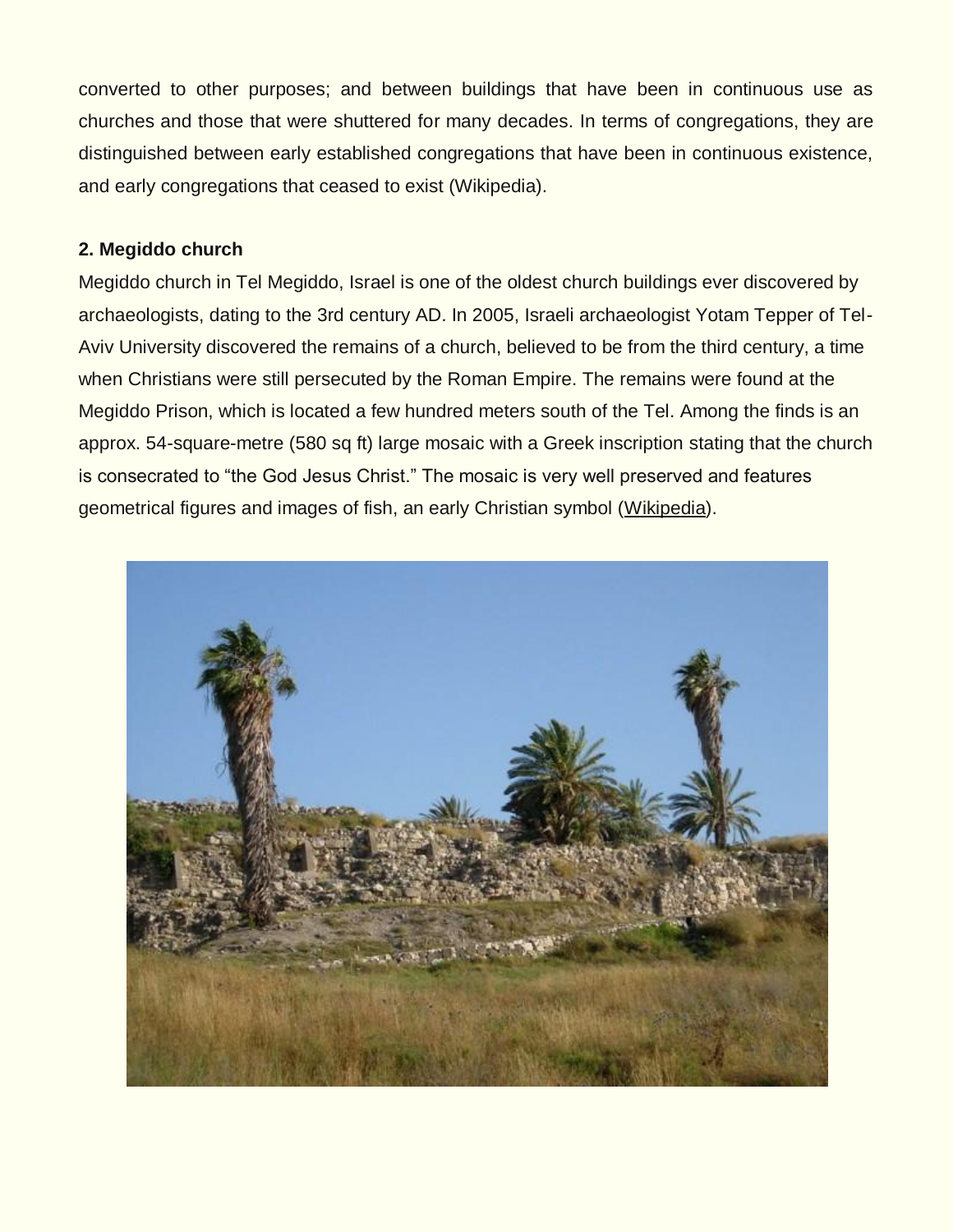converted to other purposes; and between buildings that have been in continuous use as churches and those that were shuttered for many decades. In terms of congregations, they are distinguished between early established congregations that have been in continuous existence, and early congregations that ceased to exist (Wikipedia).

### 2. Megiddo church

Megiddo church in Tel Megiddo, Israel is one of the oldest church buildings ever discovered by archaeologists, dating to the 3rd century AD. In 2005, Israeli archaeologist Yotam Tepper of Tel-Aviv University discovered the remains of a church, believed to be from the third century, a time when Christians were still persecuted by the Roman Empire. The remains were found at the Megiddo Prison, which is located a few hundred meters south of the Tel. Among the finds is an approx. 54-square-metre (580 sq ft) large mosaic with a Greek inscription stating that the church is consecrated to "the God Jesus Christ." The mosaic is very well preserved and features geometrical figures and images of fish, an early Christian symbol (Wikipedia).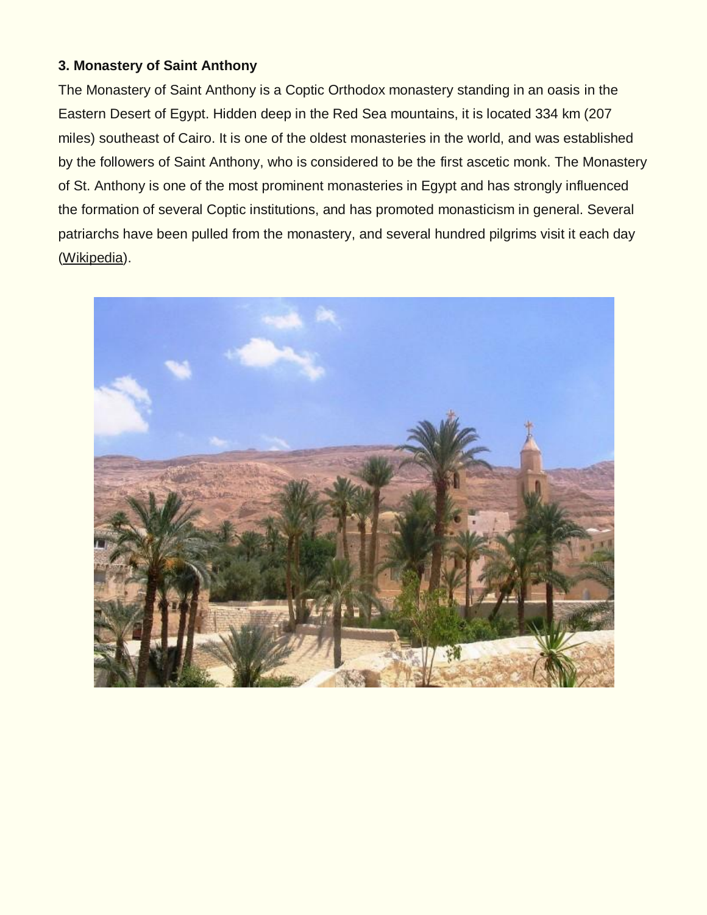### 3. Monastery of Saint Anthony

The Monastery of Saint Anthony is a Coptic Orthodox monastery standing in an oasis in the Eastern Desert of Egypt. Hidden deep in the Red Sea mountains, it is located 334 km (207 miles) southeast of Cairo. It is one of the oldest monasteries in the world, and was established by the followers of Saint Anthony, who is considered to be the first ascetic monk. The Monastery of St. Anthony is one of the most prominent monasteries in Egypt and has strongly influenced the formation of several Coptic institutions, and has promoted monasticism in general. Several patriarchs have been pulled from the monastery, and several hundred pilgrims visit it each day (Wikipedia).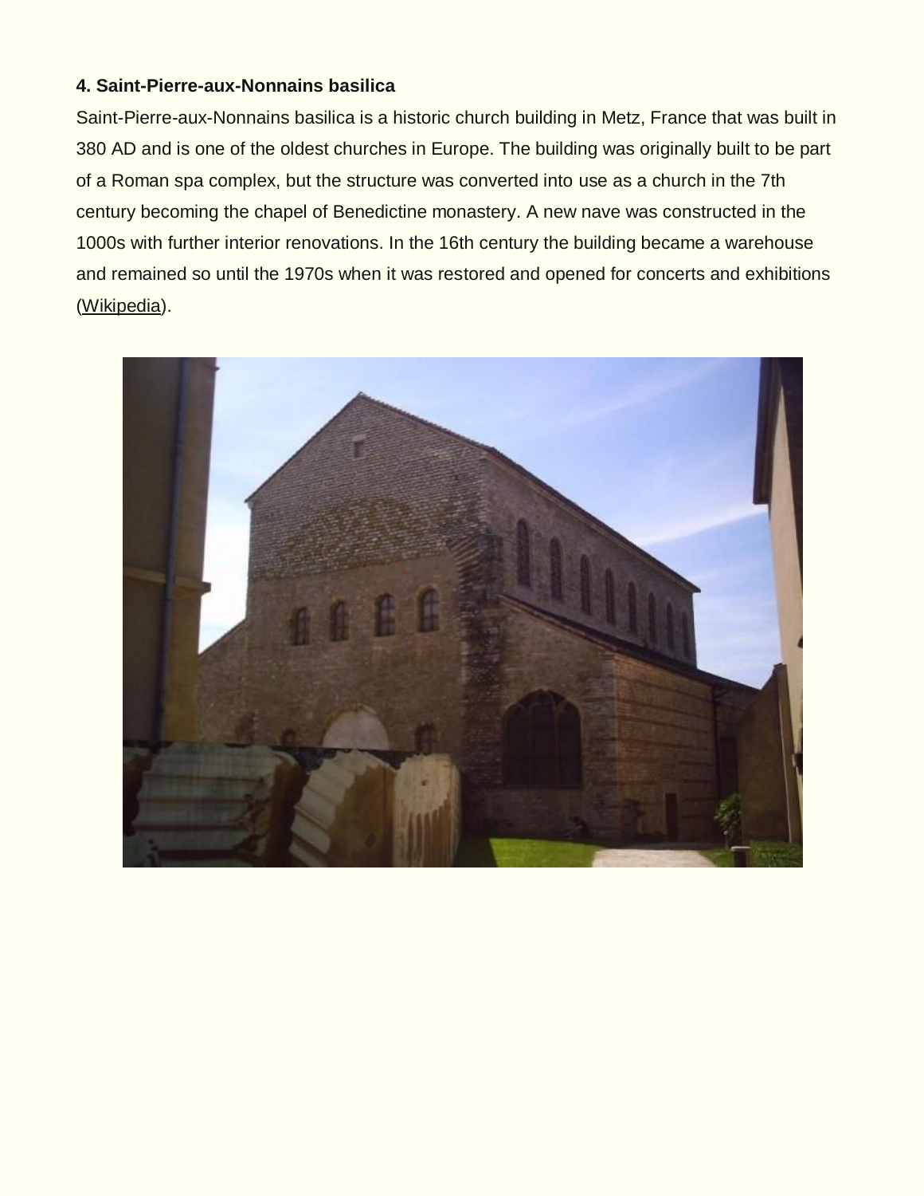**4. Saint-Pierre-aux-Nonnains basilica**

Saint-Pierre-aux-Nonnains basilica is a historic church building in Metz, France that was built in 380 AD and is one of the oldest churches in Europe. The building was originally built to be part of a Roman spa complex, but the structure was converted into use as a church in the 7th century becoming the chapel of Benedictine monastery. A new nave was constructed in the 1000s with further interior renovations. In the 16th century the building became a warehouse and remained so until the 1970s when it was restored and opened for concerts and exhibitions (Wikipedia).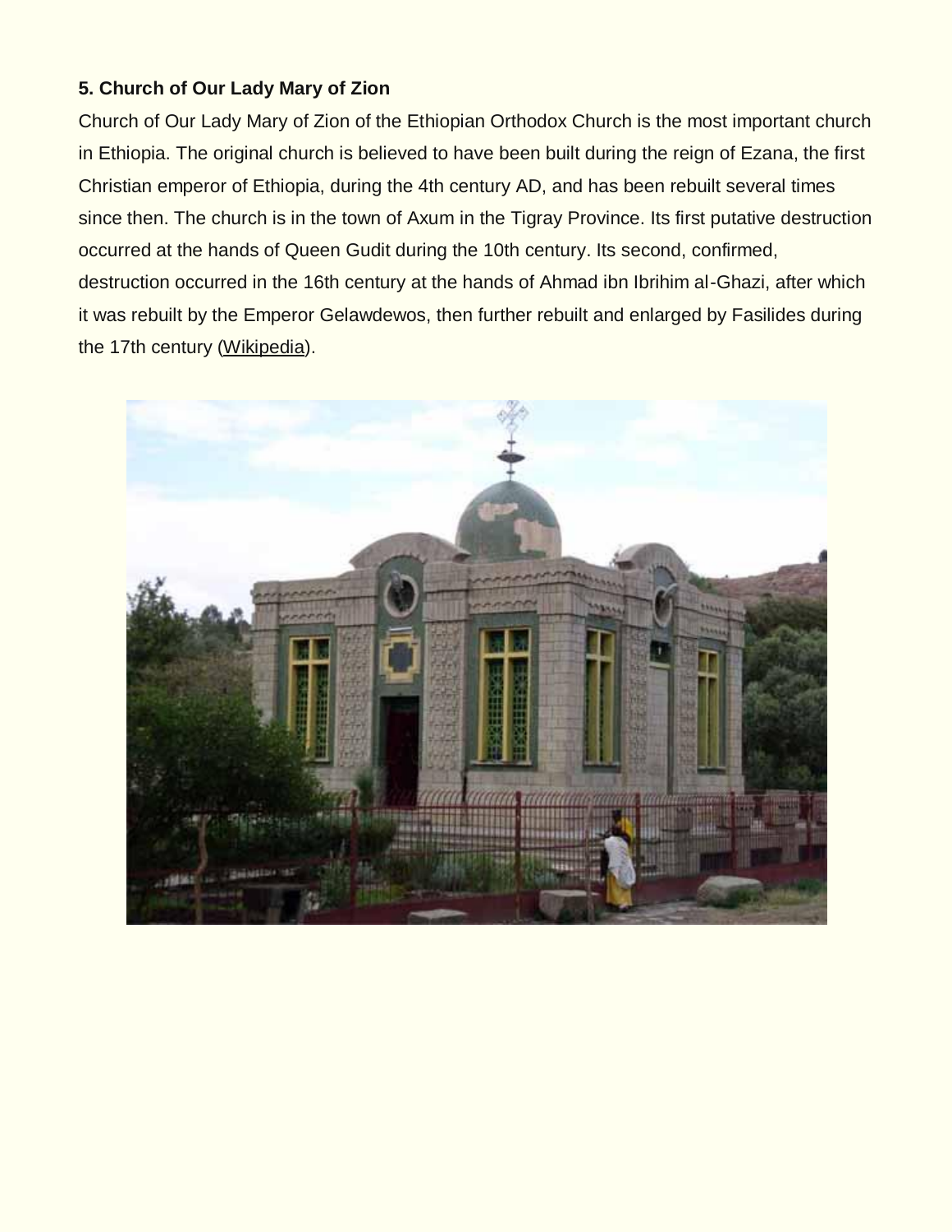**5. Church of Our Lady Mary of Zion**

Church of Our Lady Mary of Zion of the Ethiopian Orthodox Church is the most important church in Ethiopia. The original church is believed to have been built during the reign of Ezana, the first Christian emperor of Ethiopia, during the 4th century AD, and has been rebuilt several times since then. The church is in the town of Axum in the Tigray Province. Its first putative destruction occurred at the hands of Queen Gudit during the 10th century. Its second, confirmed, destruction occurred in the 16th century at the hands of Ahmad ibn Ibrihim al-Ghazi, after which it was rebuilt by the Emperor Gelawdewos, then further rebuilt and enlarged by Fasilides during the 17th century (Wikipedia).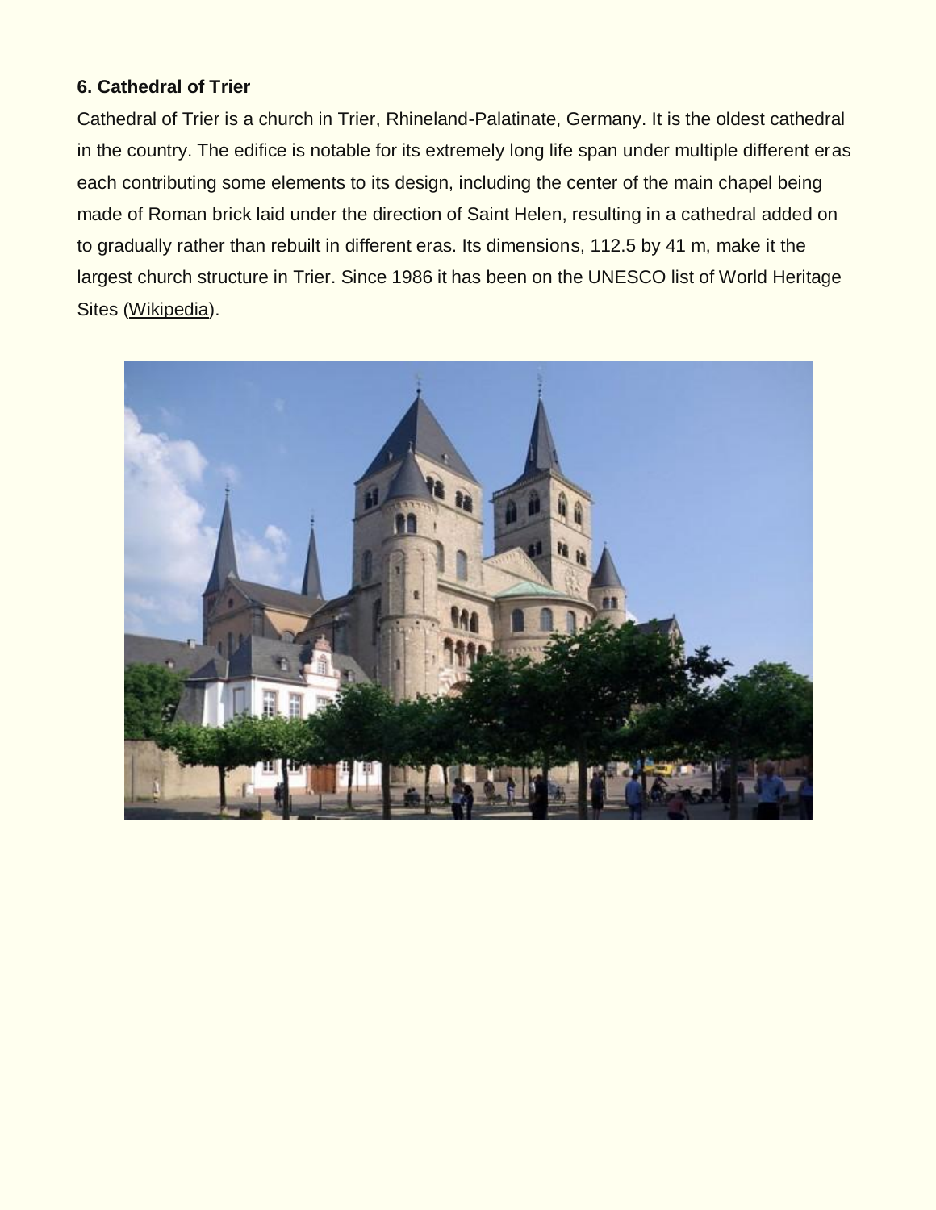**6. Cathedral of Trier**

Cathedral of Trier is a church in Trier, Rhineland-Palatinate, Germany. It is the oldest cathedral in the country. The edifice is notable for its extremely long life span under multiple different eras each contributing some elements to its design, including the center of the main chapel being made of Roman brick laid under the direction of Saint Helen, resulting in a cathedral added on to gradually rather than rebuilt in different eras. Its dimensions, 112.5 by 41 m, make it the largest church structure in Trier. Since 1986 it has been on the UNESCO list of World Heritage Sites (Wikipedia).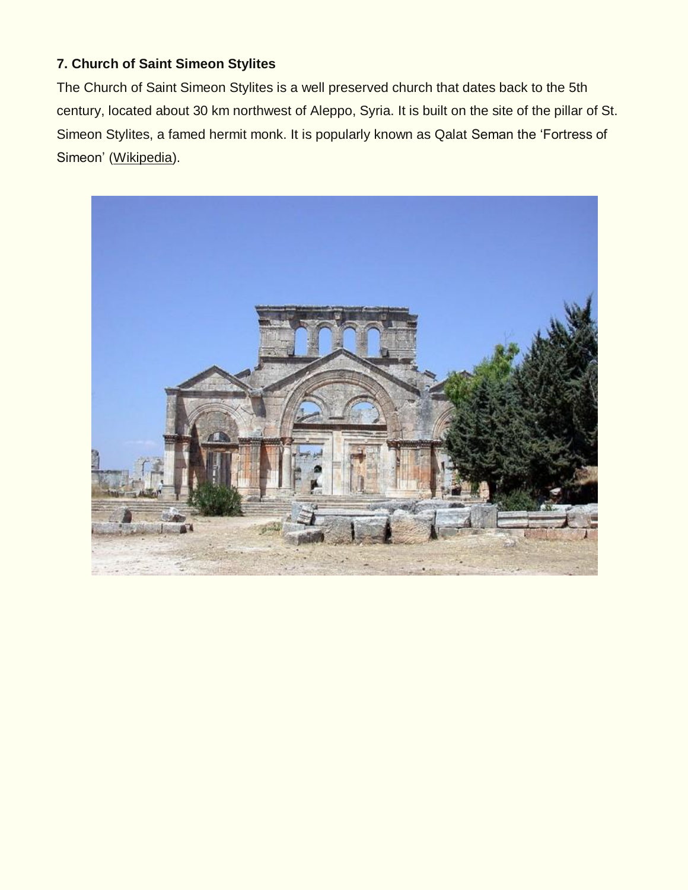**7. Church of Saint Simeon Stylites**

The Church of Saint Simeon Stylites is a well preserved church that dates back to the 5th century, located about 30 km northwest of Aleppo, Syria. It is built on the site of the pillar of St. Simeon Stylites, a famed hermit monk. It is popularly known as Qalat Seman the ‘Fortress of Simeon’ (Wikipedia).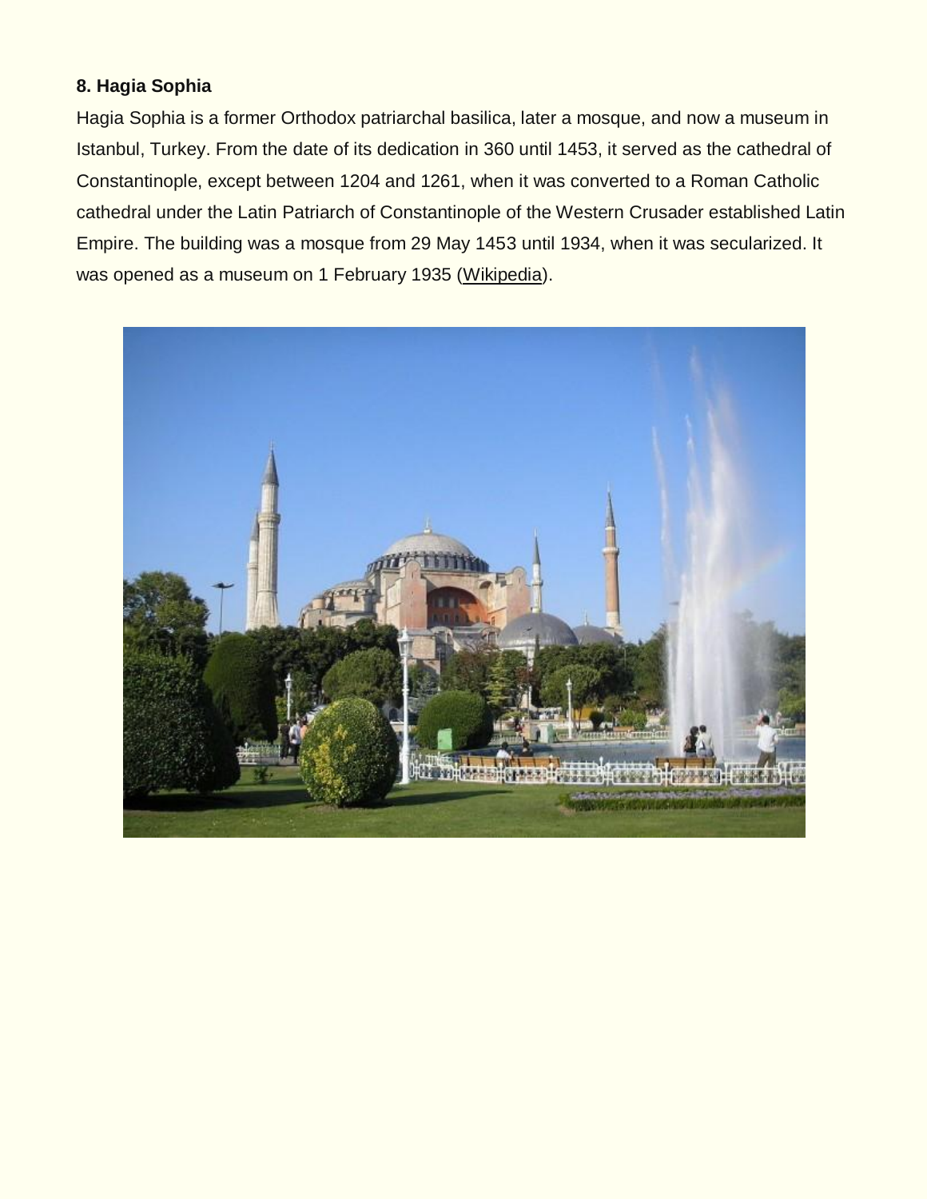**8. Hagia Sophia**

Hagia Sophia is a former Orthodox patriarchal basilica, later a mosque, and now a museum in Istanbul, Turkey. From the date of its dedication in 360 until 1453, it served as the cathedral of Constantinople, except between 1204 and 1261, when it was converted to a Roman Catholic cathedral under the Latin Patriarch of Constantinople of the Western Crusader established Latin Empire. The building was a mosque from 29 May 1453 until 1934, when it was secularized. It was opened as a museum on 1 February 1935 (Wikipedia).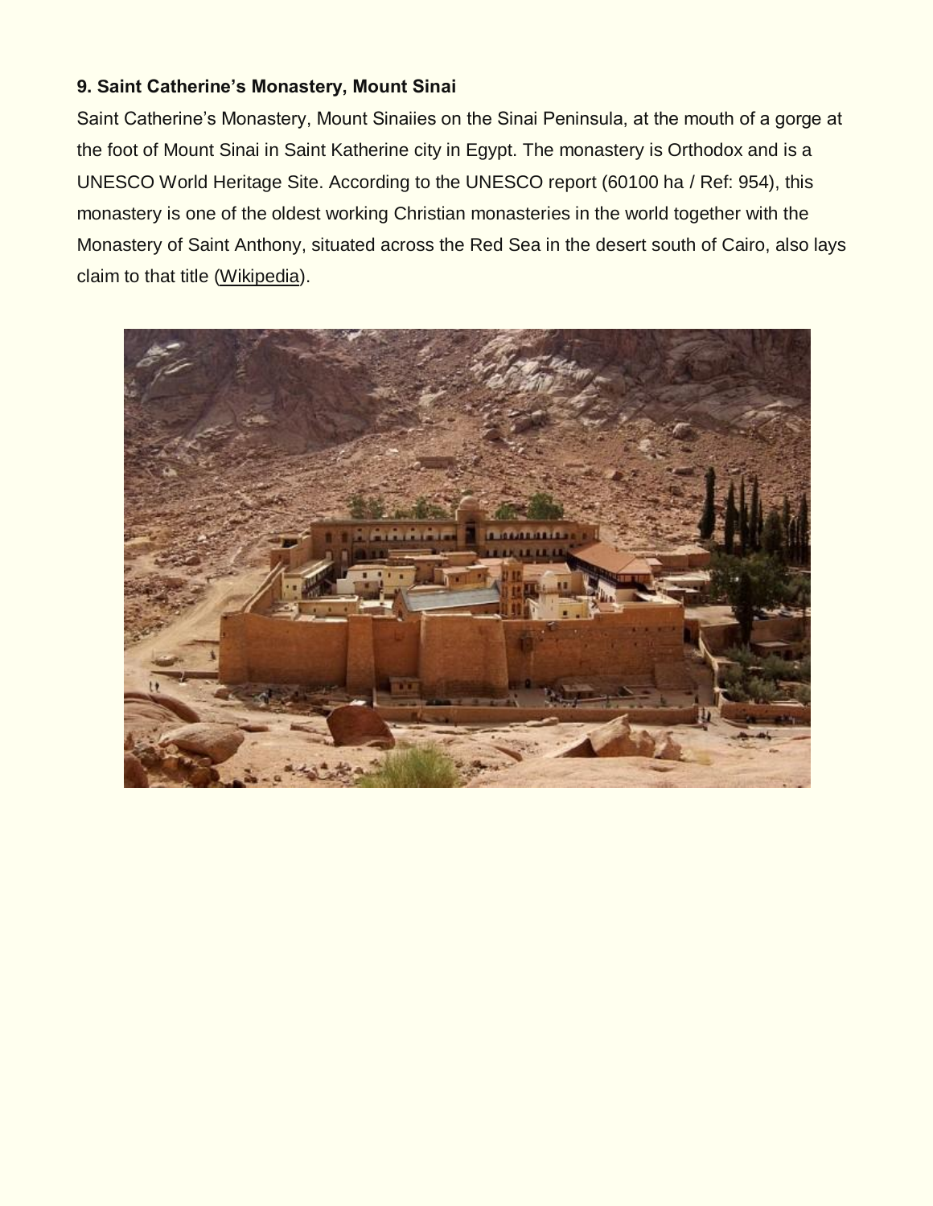**9. Saint Catherine's Monastery, Mount Sinai**

Saint Catherine's Monastery, Mount Sinaiies on the Sinai Peninsula, at the mouth of a gorge at the foot of Mount Sinai in Saint Katherine city in Egypt. The monastery is Orthodox and is a UNESCO World Heritage Site. According to the UNESCO report (60100 ha / Ref: 954), this monastery is one of the oldest working Christian monasteries in the world together with the Monastery of Saint Anthony, situated across the Red Sea in the desert south of Cairo, also lays claim to that title (Wikipedia).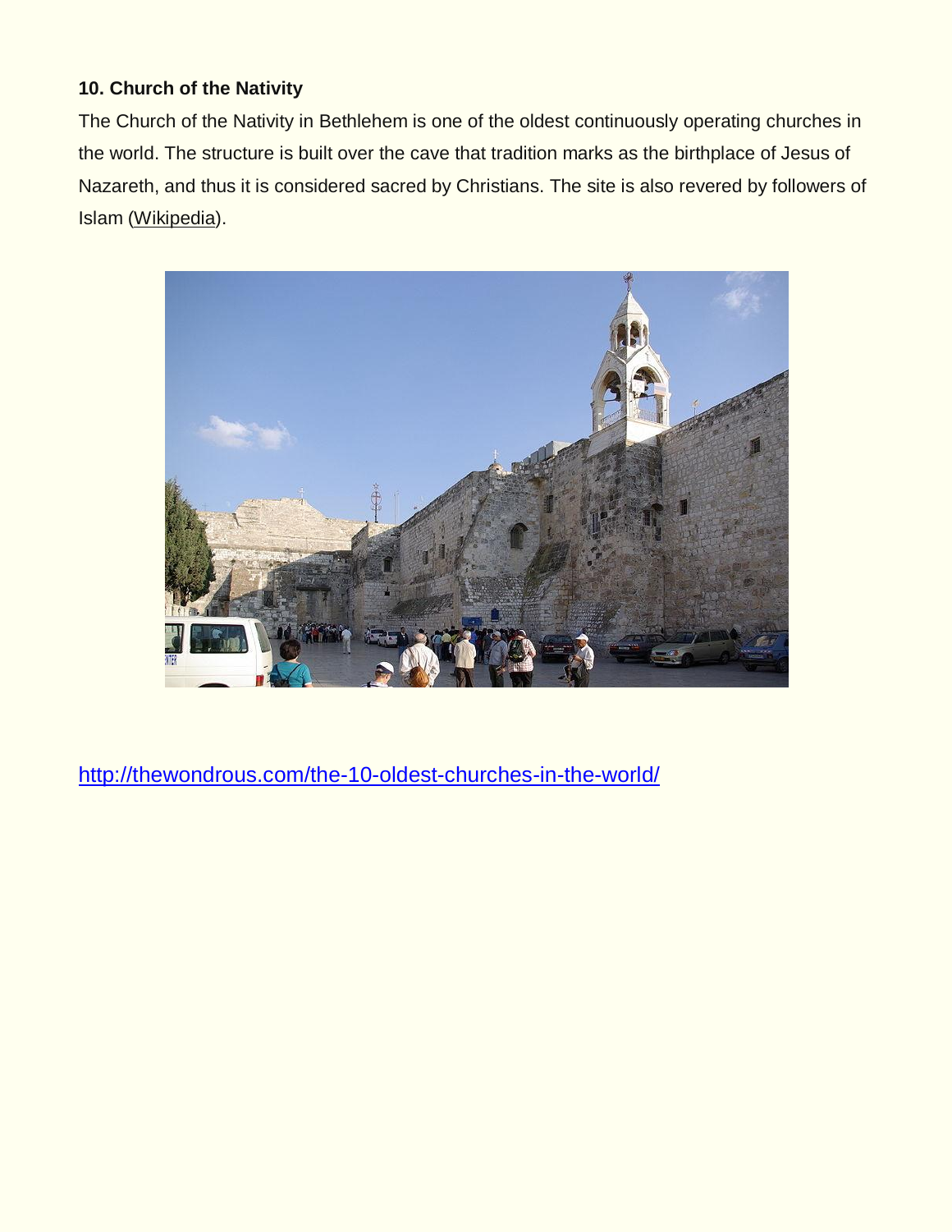**10. Church of the Nativity**

The Church of the Nativity in Bethlehem is one of the oldest continuously operating churches in the world. The structure is built over the cave that tradition marks as the birthplace of Jesus of Nazareth, and thus it is considered sacred by Christians. The site is also revered by followers of Islam (Wikipedia).

http://thewondrous.com/the-10-oldest-churches-in-the-world/